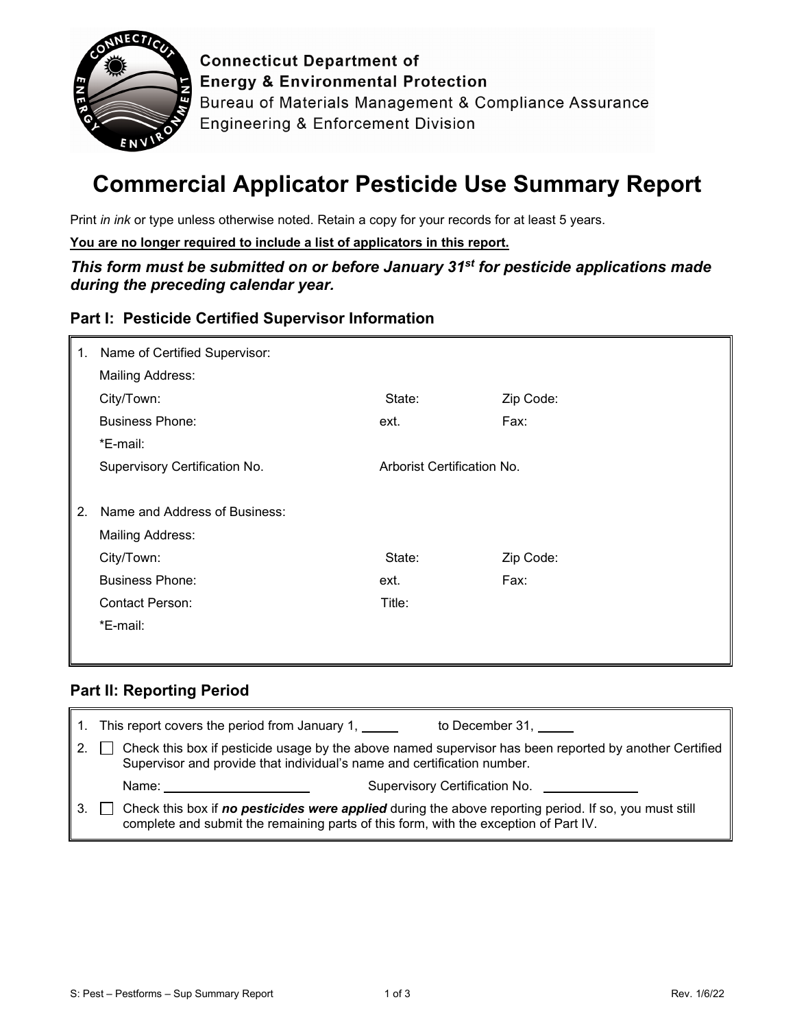**Connecticut Department of Energy & Environmental Protection**
Bureau of Materials Management & Compliance Assurance
Engineering & Enforcement Division

# Commercial Applicator Pesticide Use Summary Report

Print *in ink* or type unless otherwise noted. Retain a copy for your records for at least 5 years.

**You are no longer required to include a list of applicators in this report.**

***This form must be submitted on or before January 31st for pesticide applications made during the preceding calendar year.***

## Part I: Pesticide Certified Supervisor Information

1. Name of Certified Supervisor:
   Mailing Address:
   City/Town: State: Zip Code:
   Business Phone: ext. Fax:
   *E-mail:
   Supervisory Certification No. Arborist Certification No.

2. Name and Address of Business:
   Mailing Address:
   City/Town: State: Zip Code:
   Business Phone: ext. Fax:
   Contact Person: Title:
   *E-mail:

## Part II: Reporting Period

1. This report covers the period from January 1, _____ to December 31, _____
2. ☐ Check this box if pesticide usage by the above named supervisor has been reported by another Certified Supervisor and provide that individual's name and certification number.
   Name: ____________________ Supervisory Certification No. ____________
3. ☐ Check this box if ***no pesticides were applied*** during the above reporting period. If so, you must still complete and submit the remaining parts of this form, with the exception of Part IV.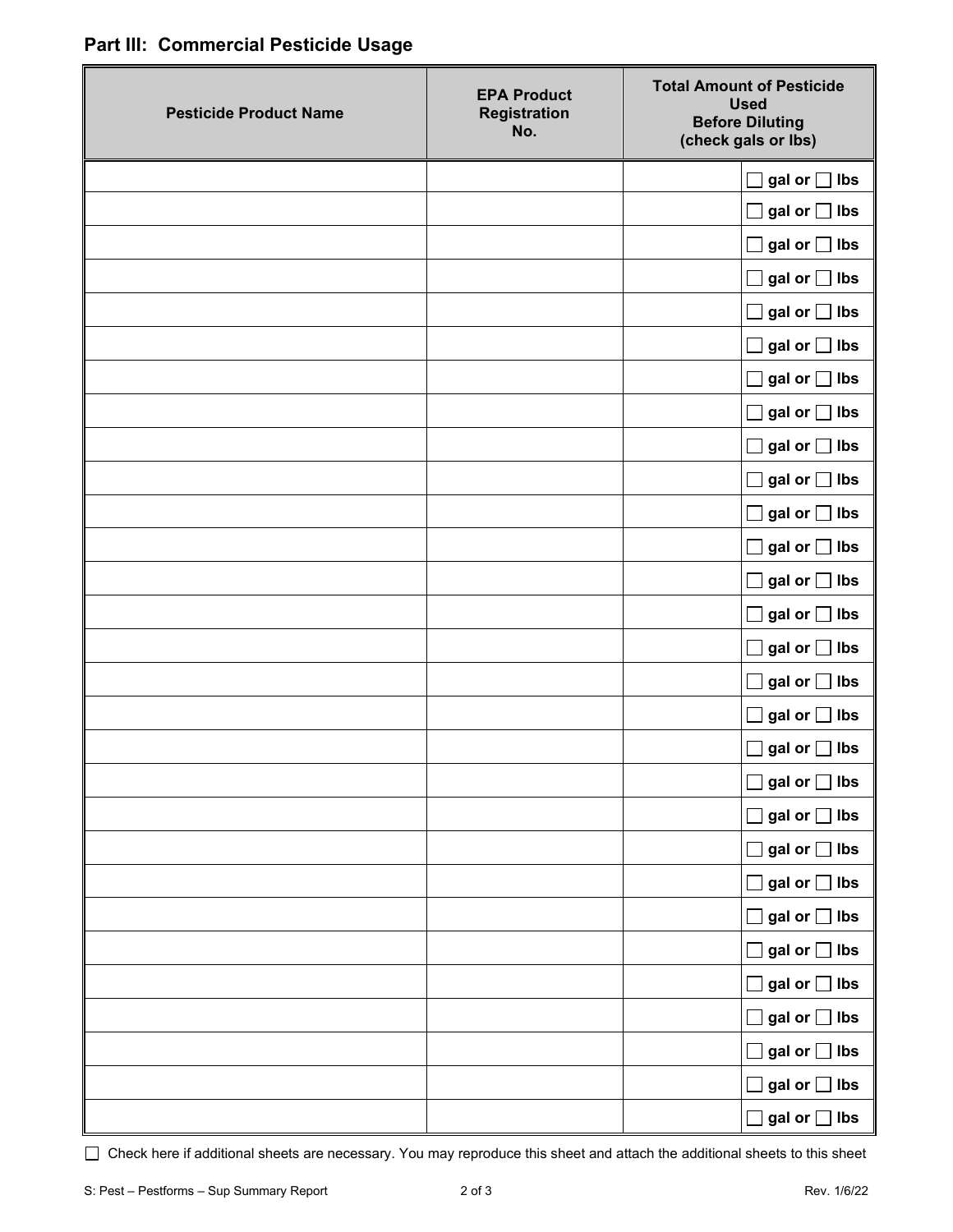## Part III: Commercial Pesticide Usage

| Pesticide Product Name | EPA Product Registration No. | Total Amount of Pesticide Used Before Diluting (check gals or lbs) | |
|---|---|---|---|
| | | | ☐ gal or ☐ lbs |
| | | | ☐ gal or ☐ lbs |
| | | | ☐ gal or ☐ lbs |
| | | | ☐ gal or ☐ lbs |
| | | | ☐ gal or ☐ lbs |
| | | | ☐ gal or ☐ lbs |
| | | | ☐ gal or ☐ lbs |
| | | | ☐ gal or ☐ lbs |
| | | | ☐ gal or ☐ lbs |
| | | | ☐ gal or ☐ lbs |
| | | | ☐ gal or ☐ lbs |
| | | | ☐ gal or ☐ lbs |
| | | | ☐ gal or ☐ lbs |
| | | | ☐ gal or ☐ lbs |
| | | | ☐ gal or ☐ lbs |
| | | | ☐ gal or ☐ lbs |
| | | | ☐ gal or ☐ lbs |
| | | | ☐ gal or ☐ lbs |
| | | | ☐ gal or ☐ lbs |
| | | | ☐ gal or ☐ lbs |
| | | | ☐ gal or ☐ lbs |
| | | | ☐ gal or ☐ lbs |
| | | | ☐ gal or ☐ lbs |
| | | | ☐ gal or ☐ lbs |
| | | | ☐ gal or ☐ lbs |
| | | | ☐ gal or ☐ lbs |
| | | | ☐ gal or ☐ lbs |
| | | | ☐ gal or ☐ lbs |
| | | | ☐ gal or ☐ lbs |

☐ Check here if additional sheets are necessary. You may reproduce this sheet and attach the additional sheets to this sheet

S: Pest – Pestforms – Sup Summary Report    Rev. 1/6/22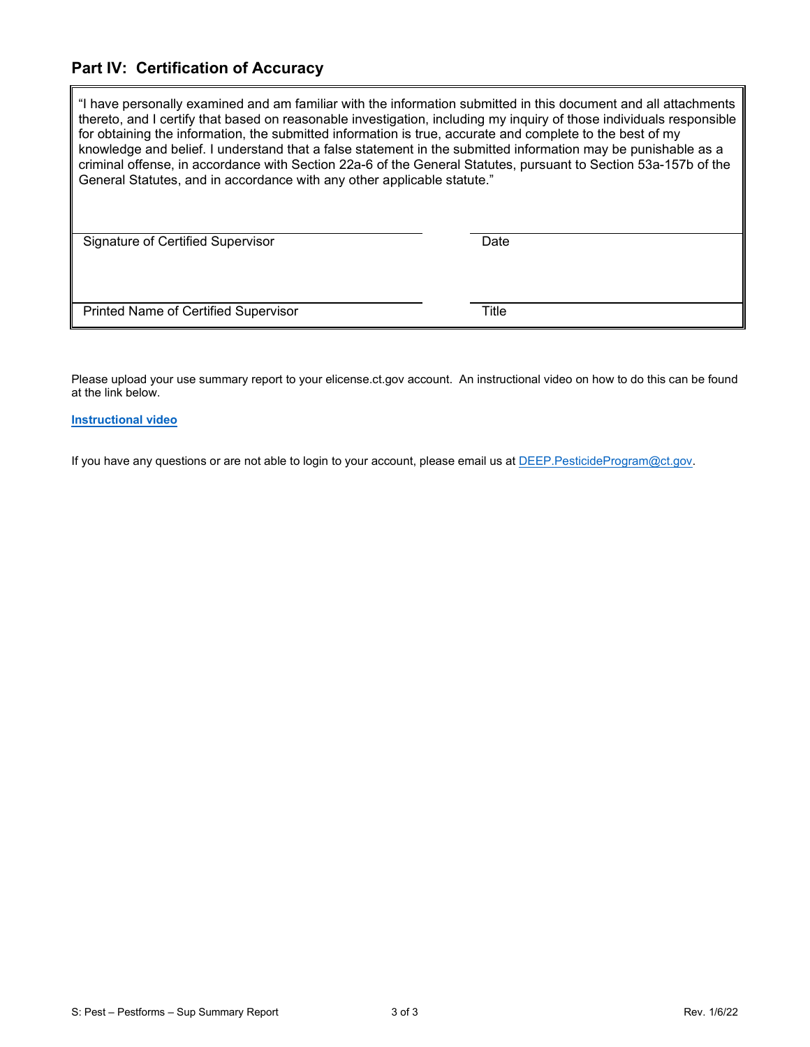## Part IV: Certification of Accuracy

"I have personally examined and am familiar with the information submitted in this document and all attachments thereto, and I certify that based on reasonable investigation, including my inquiry of those individuals responsible for obtaining the information, the submitted information is true, accurate and complete to the best of my knowledge and belief. I understand that a false statement in the submitted information may be punishable as a criminal offense, in accordance with Section 22a-6 of the General Statutes, pursuant to Section 53a-157b of the General Statutes, and in accordance with any other applicable statute."

| | |
|---|---|
| Signature of Certified Supervisor | Date |
| Printed Name of Certified Supervisor | Title |

Please upload your use summary report to your elicense.ct.gov account. An instructional video on how to do this can be found at the link below.

**Instructional video**

If you have any questions or are not able to login to your account, please email us at DEEP.PesticideProgram@ct.gov.